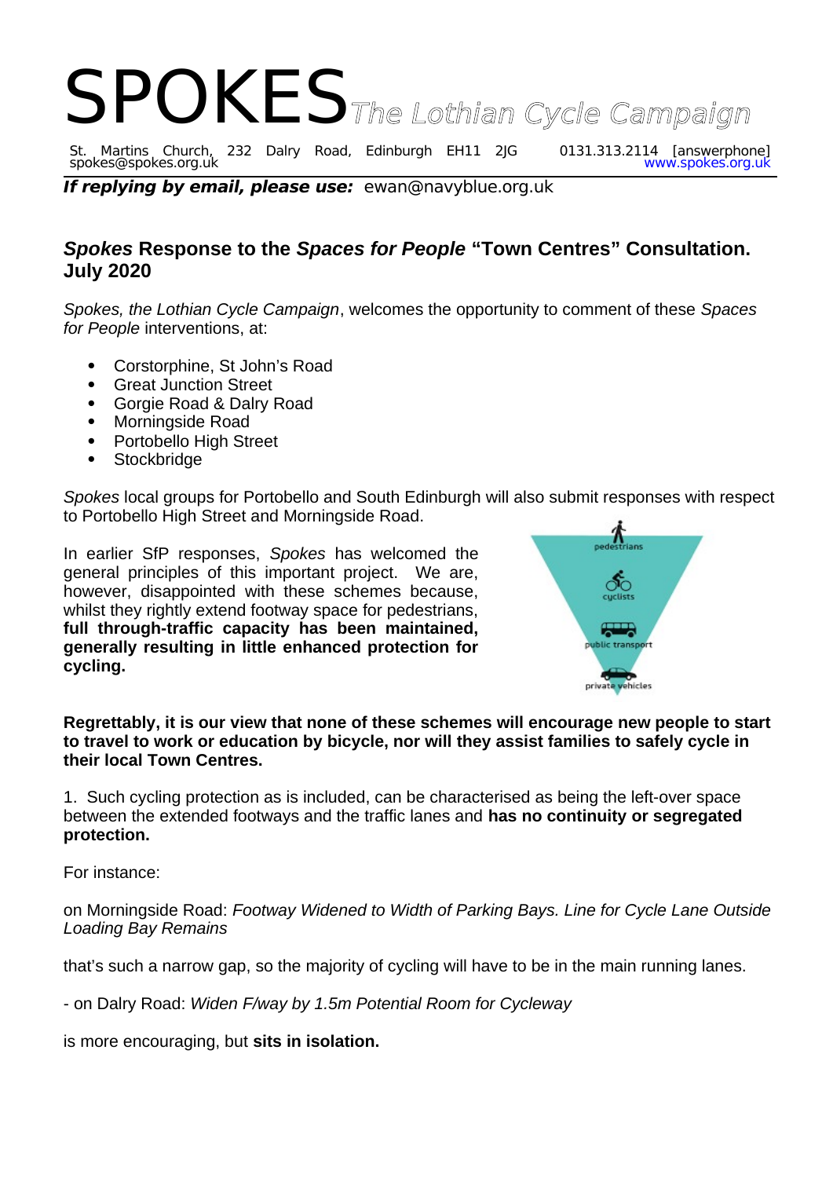# SPOKES *The Lothian Cycle Campaign*

St. Martins Church, 232 Dalry Road, Edinburgh EH11 2JG 0131.313.2114 [answerphone]
spokes@spokes.org.uk www.spokes.org.uk

***If replying by email, please use:*** ewan@navyblue.org.uk

## *Spokes* Response to the *Spaces for People* "Town Centres" Consultation. July 2020

*Spokes, the Lothian Cycle Campaign*, welcomes the opportunity to comment of these *Spaces for People* interventions, at:

- Corstorphine, St John's Road
- Great Junction Street
- Gorgie Road & Dalry Road
- Morningside Road
- Portobello High Street
- Stockbridge

*Spokes* local groups for Portobello and South Edinburgh will also submit responses with respect to Portobello High Street and Morningside Road.

In earlier SfP responses, *Spokes* has welcomed the general principles of this important project. We are, however, disappointed with these schemes because, whilst they rightly extend footway space for pedestrians, **full through-traffic capacity has been maintained, generally resulting in little enhanced protection for cycling.**

pedestrians
cyclists
public transport
private vehicles

**Regrettably, it is our view that none of these schemes will encourage new people to start to travel to work or education by bicycle, nor will they assist families to safely cycle in their local Town Centres.**

1. Such cycling protection as is included, can be characterised as being the left-over space between the extended footways and the traffic lanes and **has no continuity or segregated protection.**

For instance:

on Morningside Road: *Footway Widened to Width of Parking Bays. Line for Cycle Lane Outside Loading Bay Remains*

that's such a narrow gap, so the majority of cycling will have to be in the main running lanes.

- on Dalry Road: *Widen F/way by 1.5m Potential Room for Cycleway*

is more encouraging, but **sits in isolation.**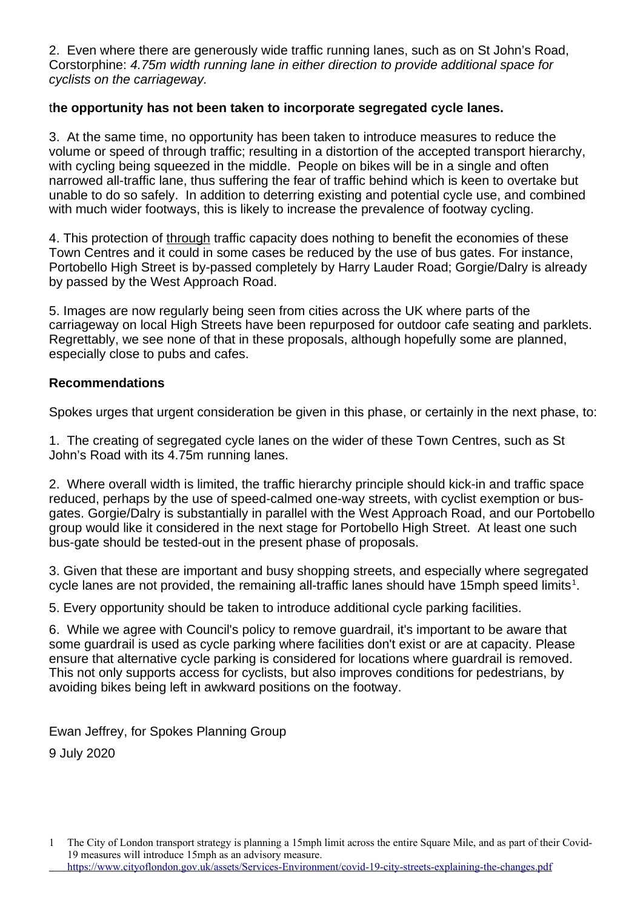2. Even where there are generously wide traffic running lanes, such as on St John's Road, Corstorphine: *4.75m width running lane in either direction to provide additional space for cyclists on the carriageway.*

t**he opportunity has not been taken to incorporate segregated cycle lanes.**

3. At the same time, no opportunity has been taken to introduce measures to reduce the volume or speed of through traffic; resulting in a distortion of the accepted transport hierarchy, with cycling being squeezed in the middle. People on bikes will be in a single and often narrowed all-traffic lane, thus suffering the fear of traffic behind which is keen to overtake but unable to do so safely. In addition to deterring existing and potential cycle use, and combined with much wider footways, this is likely to increase the prevalence of footway cycling.

4. This protection of <u>through</u> traffic capacity does nothing to benefit the economies of these Town Centres and it could in some cases be reduced by the use of bus gates. For instance, Portobello High Street is by-passed completely by Harry Lauder Road; Gorgie/Dalry is already by passed by the West Approach Road.

5. Images are now regularly being seen from cities across the UK where parts of the carriageway on local High Streets have been repurposed for outdoor cafe seating and parklets. Regrettably, we see none of that in these proposals, although hopefully some are planned, especially close to pubs and cafes.

**Recommendations**

Spokes urges that urgent consideration be given in this phase, or certainly in the next phase, to:

1. The creating of segregated cycle lanes on the wider of these Town Centres, such as St John's Road with its 4.75m running lanes.

2. Where overall width is limited, the traffic hierarchy principle should kick-in and traffic space reduced, perhaps by the use of speed-calmed one-way streets, with cyclist exemption or bus-gates. Gorgie/Dalry is substantially in parallel with the West Approach Road, and our Portobello group would like it considered in the next stage for Portobello High Street. At least one such bus-gate should be tested-out in the present phase of proposals.

3. Given that these are important and busy shopping streets, and especially where segregated cycle lanes are not provided, the remaining all-traffic lanes should have 15mph speed limits[1].

5. Every opportunity should be taken to introduce additional cycle parking facilities.

6. While we agree with Council's policy to remove guardrail, it's important to be aware that some guardrail is used as cycle parking where facilities don't exist or are at capacity. Please ensure that alternative cycle parking is considered for locations where guardrail is removed. This not only supports access for cyclists, but also improves conditions for pedestrians, by avoiding bikes being left in awkward positions on the footway.

Ewan Jeffrey, for Spokes Planning Group

9 July 2020

1 The City of London transport strategy is planning a 15mph limit across the entire Square Mile, and as part of their Covid-19 measures will introduce 15mph as an advisory measure.
https://www.cityoflondon.gov.uk/assets/Services-Environment/covid-19-city-streets-explaining-the-changes.pdf